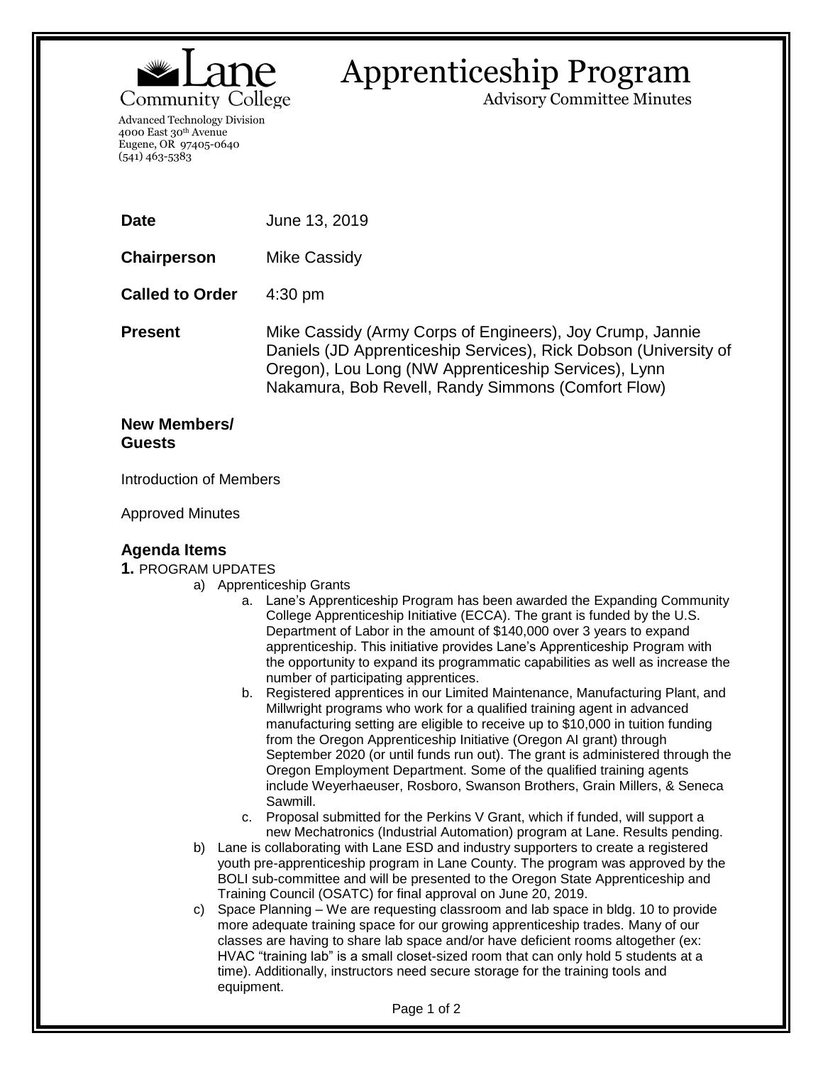Lane Community College

Advanced Technology Division
4000 East 30th Avenue
Eugene, OR 97405-0640
(541) 463-5383

# Apprenticeship Program

Advisory Committee Minutes

| | |
|---|---|
| **Date** | June 13, 2019 |
| **Chairperson** | Mike Cassidy |
| **Called to Order** | 4:30 pm |
| **Present** | Mike Cassidy (Army Corps of Engineers), Joy Crump, Jannie Daniels (JD Apprenticeship Services), Rick Dobson (University of Oregon), Lou Long (NW Apprenticeship Services), Lynn Nakamura, Bob Revell, Randy Simmons (Comfort Flow) |

**New Members/ Guests**

Introduction of Members

Approved Minutes

## Agenda Items

**1.** PROGRAM UPDATES

a) Apprenticeship Grants
   a. Lane's Apprenticeship Program has been awarded the Expanding Community College Apprenticeship Initiative (ECCA). The grant is funded by the U.S. Department of Labor in the amount of $140,000 over 3 years to expand apprenticeship. This initiative provides Lane's Apprenticeship Program with the opportunity to expand its programmatic capabilities as well as increase the number of participating apprentices.
   b. Registered apprentices in our Limited Maintenance, Manufacturing Plant, and Millwright programs who work for a qualified training agent in advanced manufacturing setting are eligible to receive up to $10,000 in tuition funding from the Oregon Apprenticeship Initiative (Oregon AI grant) through September 2020 (or until funds run out). The grant is administered through the Oregon Employment Department. Some of the qualified training agents include Weyerhaeuser, Rosboro, Swanson Brothers, Grain Millers, & Seneca Sawmill.
   c. Proposal submitted for the Perkins V Grant, which if funded, will support a new Mechatronics (Industrial Automation) program at Lane. Results pending.

b) Lane is collaborating with Lane ESD and industry supporters to create a registered youth pre-apprenticeship program in Lane County. The program was approved by the BOLI sub-committee and will be presented to the Oregon State Apprenticeship and Training Council (OSATC) for final approval on June 20, 2019.

c) Space Planning – We are requesting classroom and lab space in bldg. 10 to provide more adequate training space for our growing apprenticeship trades. Many of our classes are having to share lab space and/or have deficient rooms altogether (ex: HVAC "training lab" is a small closet-sized room that can only hold 5 students at a time). Additionally, instructors need secure storage for the training tools and equipment.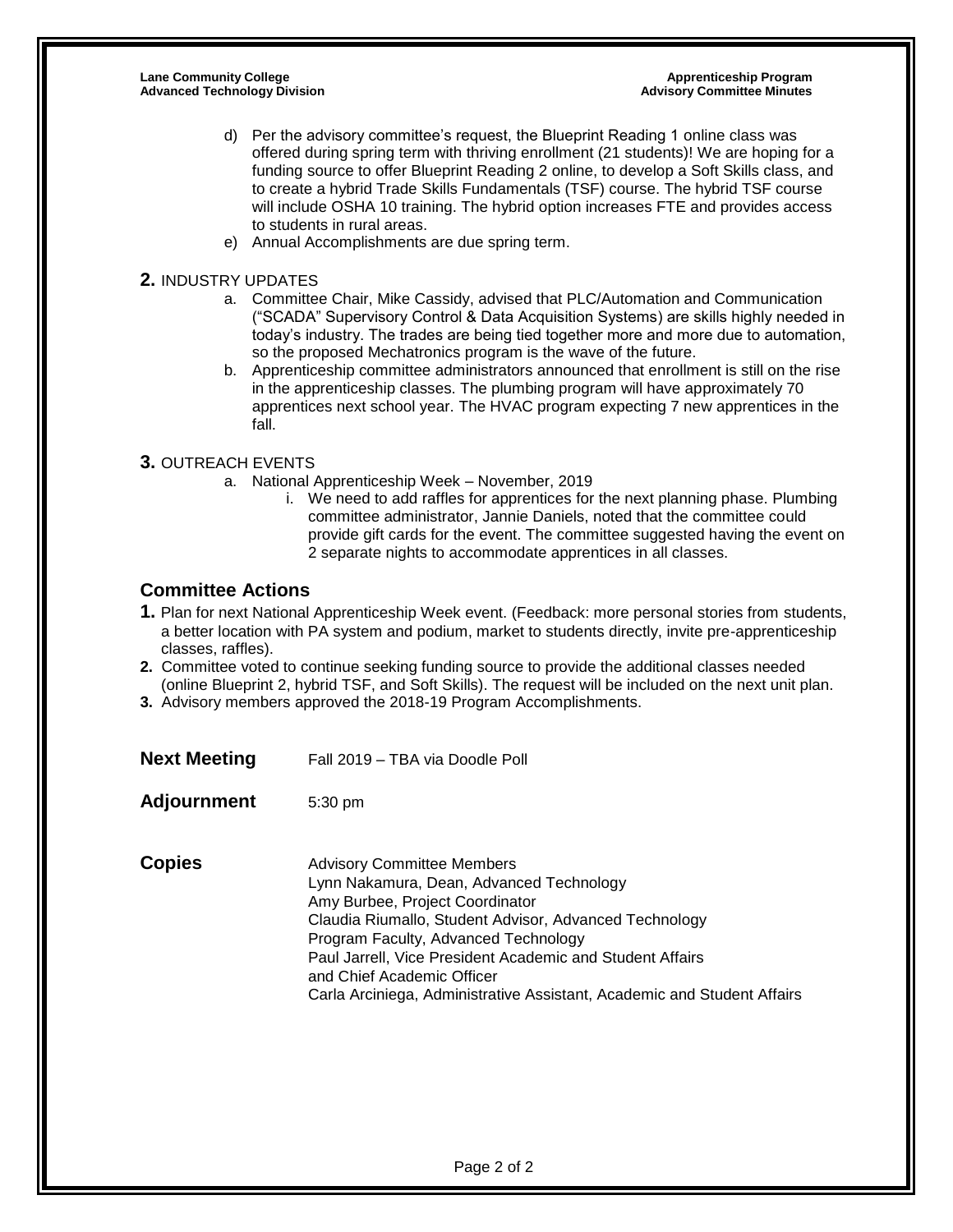d) Per the advisory committee's request, the Blueprint Reading 1 online class was offered during spring term with thriving enrollment (21 students)! We are hoping for a funding source to offer Blueprint Reading 2 online, to develop a Soft Skills class, and to create a hybrid Trade Skills Fundamentals (TSF) course. The hybrid TSF course will include OSHA 10 training. The hybrid option increases FTE and provides access to students in rural areas.

e) Annual Accomplishments are due spring term.

**2.** INDUSTRY UPDATES

a. Committee Chair, Mike Cassidy, advised that PLC/Automation and Communication ("SCADA" Supervisory Control & Data Acquisition Systems) are skills highly needed in today's industry. The trades are being tied together more and more due to automation, so the proposed Mechatronics program is the wave of the future.

b. Apprenticeship committee administrators announced that enrollment is still on the rise in the apprenticeship classes. The plumbing program will have approximately 70 apprentices next school year. The HVAC program expecting 7 new apprentices in the fall.

**3.** OUTREACH EVENTS

a. National Apprenticeship Week – November, 2019

i. We need to add raffles for apprentices for the next planning phase. Plumbing committee administrator, Jannie Daniels, noted that the committee could provide gift cards for the event. The committee suggested having the event on 2 separate nights to accommodate apprentices in all classes.

## Committee Actions

1. Plan for next National Apprenticeship Week event. (Feedback: more personal stories from students, a better location with PA system and podium, market to students directly, invite pre-apprenticeship classes, raffles).
2. Committee voted to continue seeking funding source to provide the additional classes needed (online Blueprint 2, hybrid TSF, and Soft Skills). The request will be included on the next unit plan.
3. Advisory members approved the 2018-19 Program Accomplishments.

**Next Meeting** Fall 2019 – TBA via Doodle Poll

**Adjournment** 5:30 pm

**Copies**

Advisory Committee Members
Lynn Nakamura, Dean, Advanced Technology
Amy Burbee, Project Coordinator
Claudia Riumallo, Student Advisor, Advanced Technology
Program Faculty, Advanced Technology
Paul Jarrell, Vice President Academic and Student Affairs and Chief Academic Officer
Carla Arciniega, Administrative Assistant, Academic and Student Affairs